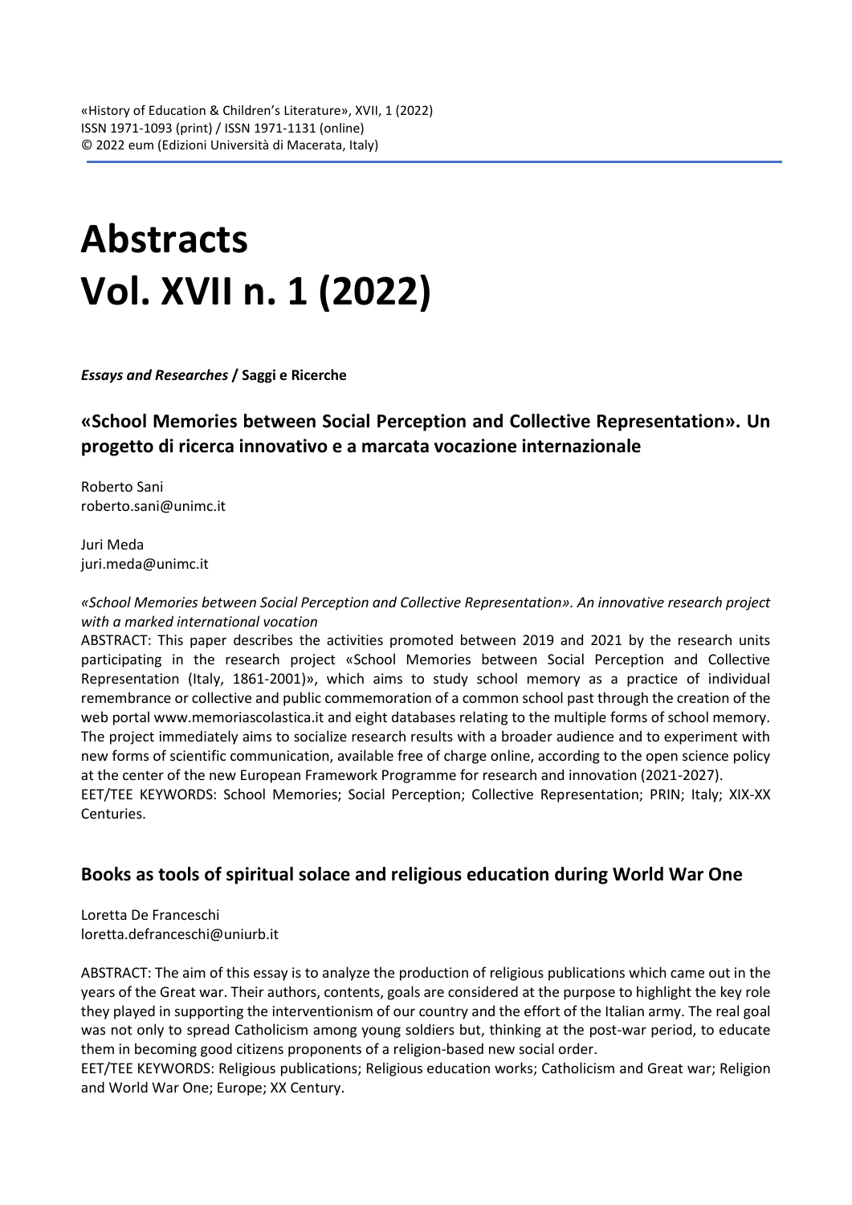«History of Education & Children's Literature», XVII, 1 (2022)
ISSN 1971-1093 (print) / ISSN 1971-1131 (online)
© 2022 eum (Edizioni Università di Macerata, Italy)

# Abstracts
# Vol. XVII n. 1 (2022)

***Essays and Researches* / Saggi e Ricerche**

## «School Memories between Social Perception and Collective Representation». Un progetto di ricerca innovativo e a marcata vocazione internazionale

Roberto Sani
roberto.sani@unimc.it

Juri Meda
juri.meda@unimc.it

*«School Memories between Social Perception and Collective Representation». An innovative research project with a marked international vocation*

ABSTRACT: This paper describes the activities promoted between 2019 and 2021 by the research units participating in the research project «School Memories between Social Perception and Collective Representation (Italy, 1861-2001)», which aims to study school memory as a practice of individual remembrance or collective and public commemoration of a common school past through the creation of the web portal www.memoriascolastica.it and eight databases relating to the multiple forms of school memory. The project immediately aims to socialize research results with a broader audience and to experiment with new forms of scientific communication, available free of charge online, according to the open science policy at the center of the new European Framework Programme for research and innovation (2021-2027).
EET/TEE KEYWORDS: School Memories; Social Perception; Collective Representation; PRIN; Italy; XIX-XX Centuries.

## Books as tools of spiritual solace and religious education during World War One

Loretta De Franceschi
loretta.defranceschi@uniurb.it

ABSTRACT: The aim of this essay is to analyze the production of religious publications which came out in the years of the Great war. Their authors, contents, goals are considered at the purpose to highlight the key role they played in supporting the interventionism of our country and the effort of the Italian army. The real goal was not only to spread Catholicism among young soldiers but, thinking at the post-war period, to educate them in becoming good citizens proponents of a religion-based new social order.
EET/TEE KEYWORDS: Religious publications; Religious education works; Catholicism and Great war; Religion and World War One; Europe; XX Century.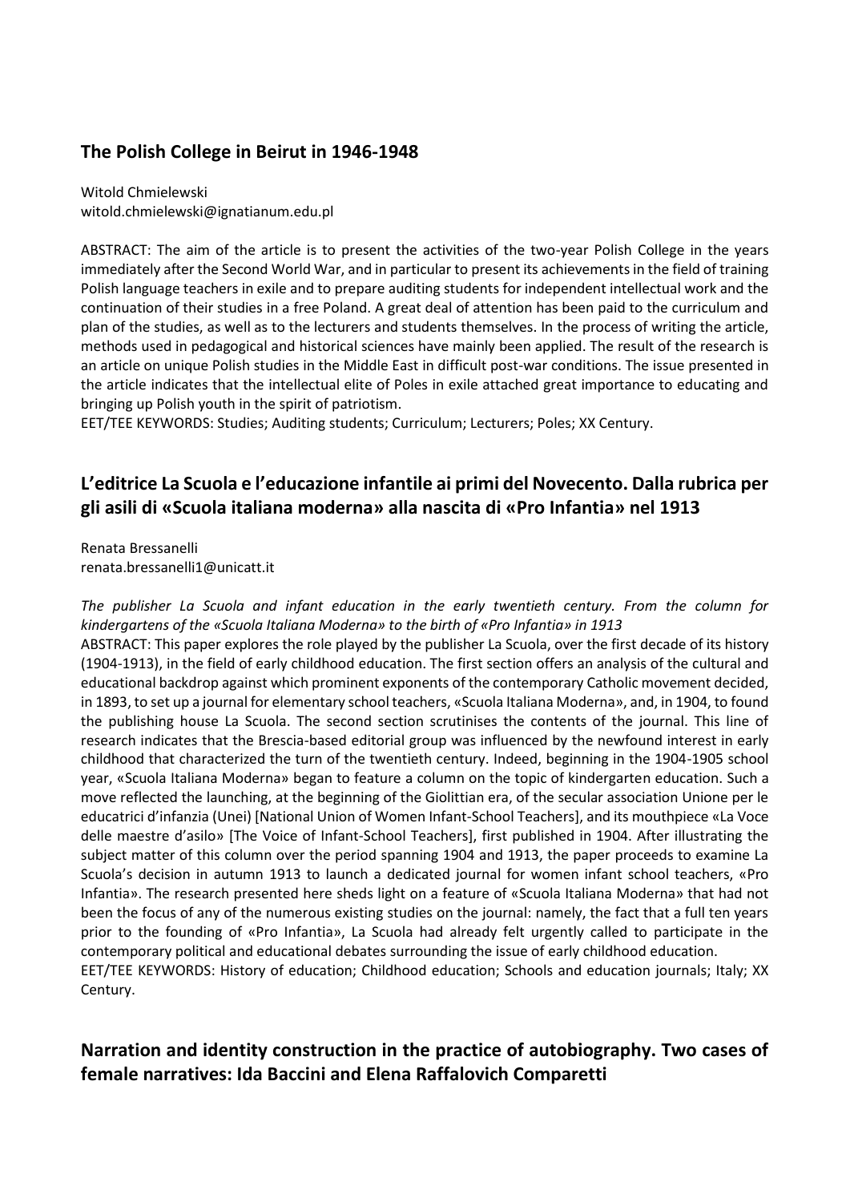## The Polish College in Beirut in 1946-1948

Witold Chmielewski
witold.chmielewski@ignatianum.edu.pl

ABSTRACT: The aim of the article is to present the activities of the two-year Polish College in the years immediately after the Second World War, and in particular to present its achievements in the field of training Polish language teachers in exile and to prepare auditing students for independent intellectual work and the continuation of their studies in a free Poland. A great deal of attention has been paid to the curriculum and plan of the studies, as well as to the lecturers and students themselves. In the process of writing the article, methods used in pedagogical and historical sciences have mainly been applied. The result of the research is an article on unique Polish studies in the Middle East in difficult post-war conditions. The issue presented in the article indicates that the intellectual elite of Poles in exile attached great importance to educating and bringing up Polish youth in the spirit of patriotism.
EET/TEE KEYWORDS: Studies; Auditing students; Curriculum; Lecturers; Poles; XX Century.

## L'editrice La Scuola e l'educazione infantile ai primi del Novecento. Dalla rubrica per gli asili di «Scuola italiana moderna» alla nascita di «Pro Infantia» nel 1913

Renata Bressanelli
renata.bressanelli1@unicatt.it

*The publisher La Scuola and infant education in the early twentieth century. From the column for kindergartens of the «Scuola Italiana Moderna» to the birth of «Pro Infantia» in 1913*
ABSTRACT: This paper explores the role played by the publisher La Scuola, over the first decade of its history (1904-1913), in the field of early childhood education. The first section offers an analysis of the cultural and educational backdrop against which prominent exponents of the contemporary Catholic movement decided, in 1893, to set up a journal for elementary school teachers, «Scuola Italiana Moderna», and, in 1904, to found the publishing house La Scuola. The second section scrutinises the contents of the journal. This line of research indicates that the Brescia-based editorial group was influenced by the newfound interest in early childhood that characterized the turn of the twentieth century. Indeed, beginning in the 1904-1905 school year, «Scuola Italiana Moderna» began to feature a column on the topic of kindergarten education. Such a move reflected the launching, at the beginning of the Giolittian era, of the secular association Unione per le educatrici d'infanzia (Unei) [National Union of Women Infant-School Teachers], and its mouthpiece «La Voce delle maestre d'asilo» [The Voice of Infant-School Teachers], first published in 1904. After illustrating the subject matter of this column over the period spanning 1904 and 1913, the paper proceeds to examine La Scuola's decision in autumn 1913 to launch a dedicated journal for women infant school teachers, «Pro Infantia». The research presented here sheds light on a feature of «Scuola Italiana Moderna» that had not been the focus of any of the numerous existing studies on the journal: namely, the fact that a full ten years prior to the founding of «Pro Infantia», La Scuola had already felt urgently called to participate in the contemporary political and educational debates surrounding the issue of early childhood education.
EET/TEE KEYWORDS: History of education; Childhood education; Schools and education journals; Italy; XX Century.

## Narration and identity construction in the practice of autobiography. Two cases of female narratives: Ida Baccini and Elena Raffalovich Comparetti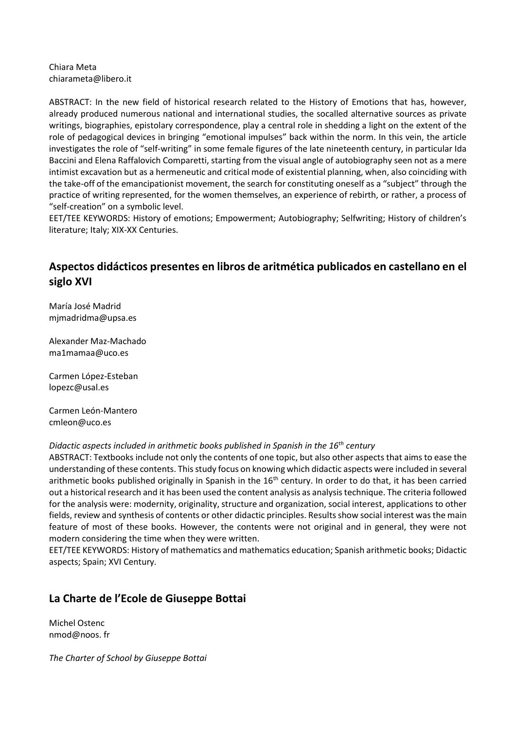Chiara Meta
chiarameta@libero.it

ABSTRACT: In the new field of historical research related to the History of Emotions that has, however, already produced numerous national and international studies, the socalled alternative sources as private writings, biographies, epistolary correspondence, play a central role in shedding a light on the extent of the role of pedagogical devices in bringing "emotional impulses" back within the norm. In this vein, the article investigates the role of "self-writing" in some female figures of the late nineteenth century, in particular Ida Baccini and Elena Raffalovich Comparetti, starting from the visual angle of autobiography seen not as a mere intimist excavation but as a hermeneutic and critical mode of existential planning, when, also coinciding with the take-off of the emancipationist movement, the search for constituting oneself as a "subject" through the practice of writing represented, for the women themselves, an experience of rebirth, or rather, a process of "self-creation" on a symbolic level.
EET/TEE KEYWORDS: History of emotions; Empowerment; Autobiography; Selfwriting; History of children's literature; Italy; XIX-XX Centuries.

## Aspectos didácticos presentes en libros de aritmética publicados en castellano en el siglo XVI

María José Madrid
mjmadridma@upsa.es

Alexander Maz-Machado
ma1mamaa@uco.es

Carmen López-Esteban
lopezc@usal.es

Carmen León-Mantero
cmleon@uco.es

*Didactic aspects included in arithmetic books published in Spanish in the 16th century*
ABSTRACT: Textbooks include not only the contents of one topic, but also other aspects that aims to ease the understanding of these contents. This study focus on knowing which didactic aspects were included in several arithmetic books published originally in Spanish in the 16th century. In order to do that, it has been carried out a historical research and it has been used the content analysis as analysis technique. The criteria followed for the analysis were: modernity, originality, structure and organization, social interest, applications to other fields, review and synthesis of contents or other didactic principles. Results show social interest was the main feature of most of these books. However, the contents were not original and in general, they were not modern considering the time when they were written.
EET/TEE KEYWORDS: History of mathematics and mathematics education; Spanish arithmetic books; Didactic aspects; Spain; XVI Century.

## La Charte de l'Ecole de Giuseppe Bottai

Michel Ostenc
nmod@noos. fr

*The Charter of School by Giuseppe Bottai*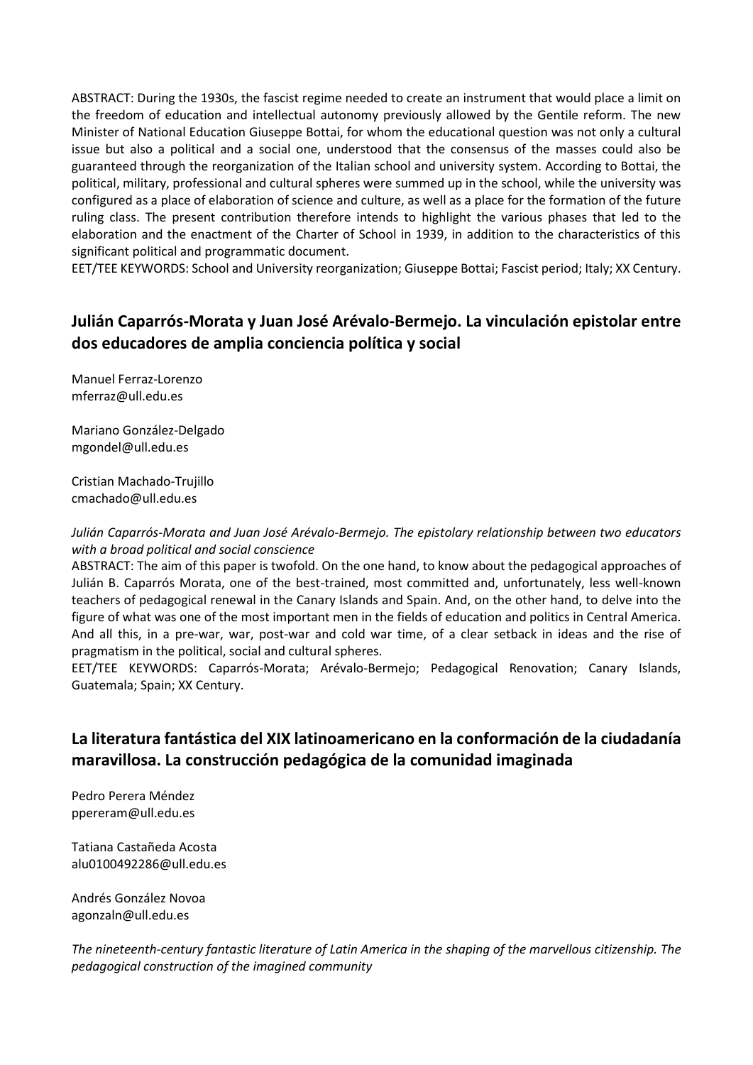ABSTRACT: During the 1930s, the fascist regime needed to create an instrument that would place a limit on the freedom of education and intellectual autonomy previously allowed by the Gentile reform. The new Minister of National Education Giuseppe Bottai, for whom the educational question was not only a cultural issue but also a political and a social one, understood that the consensus of the masses could also be guaranteed through the reorganization of the Italian school and university system. According to Bottai, the political, military, professional and cultural spheres were summed up in the school, while the university was configured as a place of elaboration of science and culture, as well as a place for the formation of the future ruling class. The present contribution therefore intends to highlight the various phases that led to the elaboration and the enactment of the Charter of School in 1939, in addition to the characteristics of this significant political and programmatic document.
EET/TEE KEYWORDS: School and University reorganization; Giuseppe Bottai; Fascist period; Italy; XX Century.

## Julián Caparrós-Morata y Juan José Arévalo-Bermejo. La vinculación epistolar entre dos educadores de amplia conciencia política y social

Manuel Ferraz-Lorenzo
mferraz@ull.edu.es

Mariano González-Delgado
mgondel@ull.edu.es

Cristian Machado-Trujillo
cmachado@ull.edu.es

*Julián Caparrós-Morata and Juan José Arévalo-Bermejo. The epistolary relationship between two educators with a broad political and social conscience*
ABSTRACT: The aim of this paper is twofold. On the one hand, to know about the pedagogical approaches of Julián B. Caparrós Morata, one of the best-trained, most committed and, unfortunately, less well-known teachers of pedagogical renewal in the Canary Islands and Spain. And, on the other hand, to delve into the figure of what was one of the most important men in the fields of education and politics in Central America. And all this, in a pre-war, war, post-war and cold war time, of a clear setback in ideas and the rise of pragmatism in the political, social and cultural spheres.
EET/TEE KEYWORDS: Caparrós-Morata; Arévalo-Bermejo; Pedagogical Renovation; Canary Islands, Guatemala; Spain; XX Century.

## La literatura fantástica del XIX latinoamericano en la conformación de la ciudadanía maravillosa. La construcción pedagógica de la comunidad imaginada

Pedro Perera Méndez
ppereram@ull.edu.es

Tatiana Castañeda Acosta
alu0100492286@ull.edu.es

Andrés González Novoa
agonzaln@ull.edu.es

*The nineteenth-century fantastic literature of Latin America in the shaping of the marvellous citizenship. The pedagogical construction of the imagined community*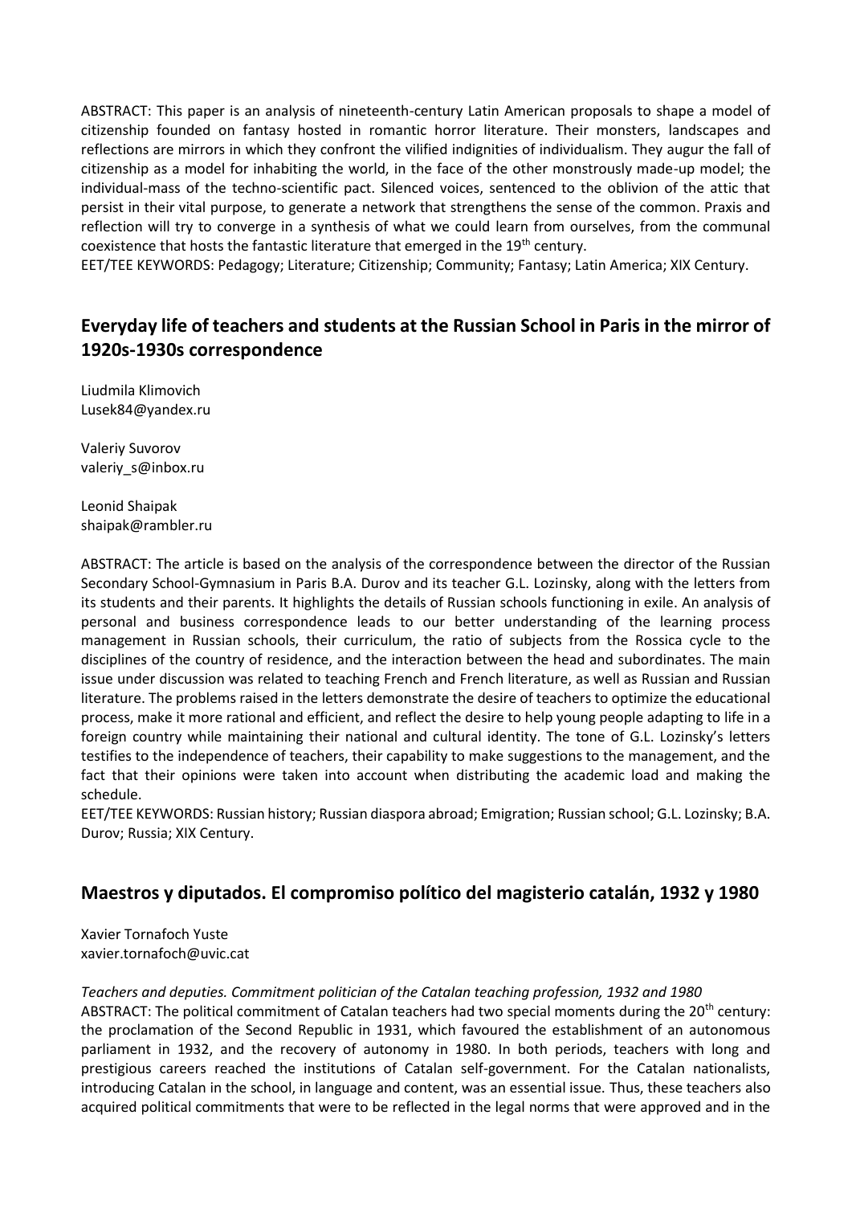ABSTRACT: This paper is an analysis of nineteenth-century Latin American proposals to shape a model of citizenship founded on fantasy hosted in romantic horror literature. Their monsters, landscapes and reflections are mirrors in which they confront the vilified indignities of individualism. They augur the fall of citizenship as a model for inhabiting the world, in the face of the other monstrously made-up model; the individual-mass of the techno-scientific pact. Silenced voices, sentenced to the oblivion of the attic that persist in their vital purpose, to generate a network that strengthens the sense of the common. Praxis and reflection will try to converge in a synthesis of what we could learn from ourselves, from the communal coexistence that hosts the fantastic literature that emerged in the 19th century.
EET/TEE KEYWORDS: Pedagogy; Literature; Citizenship; Community; Fantasy; Latin America; XIX Century.

## Everyday life of teachers and students at the Russian School in Paris in the mirror of 1920s-1930s correspondence

Liudmila Klimovich
Lusek84@yandex.ru

Valeriy Suvorov
valeriy_s@inbox.ru

Leonid Shaipak
shaipak@rambler.ru

ABSTRACT: The article is based on the analysis of the correspondence between the director of the Russian Secondary School-Gymnasium in Paris B.A. Durov and its teacher G.L. Lozinsky, along with the letters from its students and their parents. It highlights the details of Russian schools functioning in exile. An analysis of personal and business correspondence leads to our better understanding of the learning process management in Russian schools, their curriculum, the ratio of subjects from the Rossica cycle to the disciplines of the country of residence, and the interaction between the head and subordinates. The main issue under discussion was related to teaching French and French literature, as well as Russian and Russian literature. The problems raised in the letters demonstrate the desire of teachers to optimize the educational process, make it more rational and efficient, and reflect the desire to help young people adapting to life in a foreign country while maintaining their national and cultural identity. The tone of G.L. Lozinsky's letters testifies to the independence of teachers, their capability to make suggestions to the management, and the fact that their opinions were taken into account when distributing the academic load and making the schedule.
EET/TEE KEYWORDS: Russian history; Russian diaspora abroad; Emigration; Russian school; G.L. Lozinsky; B.A. Durov; Russia; XIX Century.

## Maestros y diputados. El compromiso político del magisterio catalán, 1932 y 1980

Xavier Tornafoch Yuste
xavier.tornafoch@uvic.cat

*Teachers and deputies. Commitment politician of the Catalan teaching profession, 1932 and 1980*
ABSTRACT: The political commitment of Catalan teachers had two special moments during the 20th century: the proclamation of the Second Republic in 1931, which favoured the establishment of an autonomous parliament in 1932, and the recovery of autonomy in 1980. In both periods, teachers with long and prestigious careers reached the institutions of Catalan self-government. For the Catalan nationalists, introducing Catalan in the school, in language and content, was an essential issue. Thus, these teachers also acquired political commitments that were to be reflected in the legal norms that were approved and in the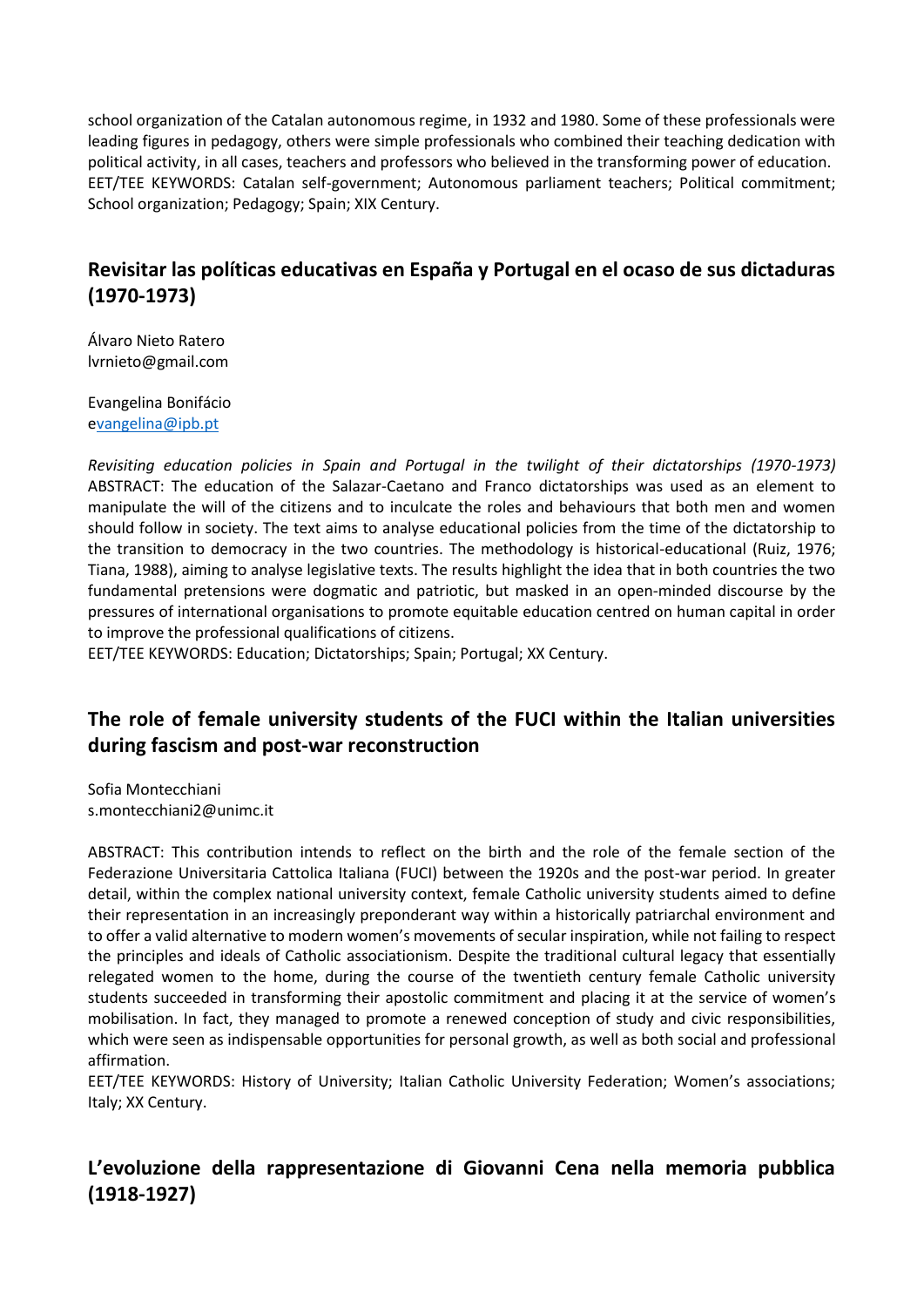school organization of the Catalan autonomous regime, in 1932 and 1980. Some of these professionals were leading figures in pedagogy, others were simple professionals who combined their teaching dedication with political activity, in all cases, teachers and professors who believed in the transforming power of education.
EET/TEE KEYWORDS: Catalan self-government; Autonomous parliament teachers; Political commitment; School organization; Pedagogy; Spain; XIX Century.

## Revisitar las políticas educativas en España y Portugal en el ocaso de sus dictaduras (1970-1973)

Álvaro Nieto Ratero
lvrnieto@gmail.com

Evangelina Bonifácio
evangelina@ipb.pt

*Revisiting education policies in Spain and Portugal in the twilight of their dictatorships (1970-1973)*
ABSTRACT: The education of the Salazar-Caetano and Franco dictatorships was used as an element to manipulate the will of the citizens and to inculcate the roles and behaviours that both men and women should follow in society. The text aims to analyse educational policies from the time of the dictatorship to the transition to democracy in the two countries. The methodology is historical-educational (Ruiz, 1976; Tiana, 1988), aiming to analyse legislative texts. The results highlight the idea that in both countries the two fundamental pretensions were dogmatic and patriotic, but masked in an open-minded discourse by the pressures of international organisations to promote equitable education centred on human capital in order to improve the professional qualifications of citizens.
EET/TEE KEYWORDS: Education; Dictatorships; Spain; Portugal; XX Century.

## The role of female university students of the FUCI within the Italian universities during fascism and post-war reconstruction

Sofia Montecchiani
s.montecchiani2@unimc.it

ABSTRACT: This contribution intends to reflect on the birth and the role of the female section of the Federazione Universitaria Cattolica Italiana (FUCI) between the 1920s and the post-war period. In greater detail, within the complex national university context, female Catholic university students aimed to define their representation in an increasingly preponderant way within a historically patriarchal environment and to offer a valid alternative to modern women's movements of secular inspiration, while not failing to respect the principles and ideals of Catholic associationism. Despite the traditional cultural legacy that essentially relegated women to the home, during the course of the twentieth century female Catholic university students succeeded in transforming their apostolic commitment and placing it at the service of women's mobilisation. In fact, they managed to promote a renewed conception of study and civic responsibilities, which were seen as indispensable opportunities for personal growth, as well as both social and professional affirmation.
EET/TEE KEYWORDS: History of University; Italian Catholic University Federation; Women's associations; Italy; XX Century.

## L'evoluzione della rappresentazione di Giovanni Cena nella memoria pubblica (1918-1927)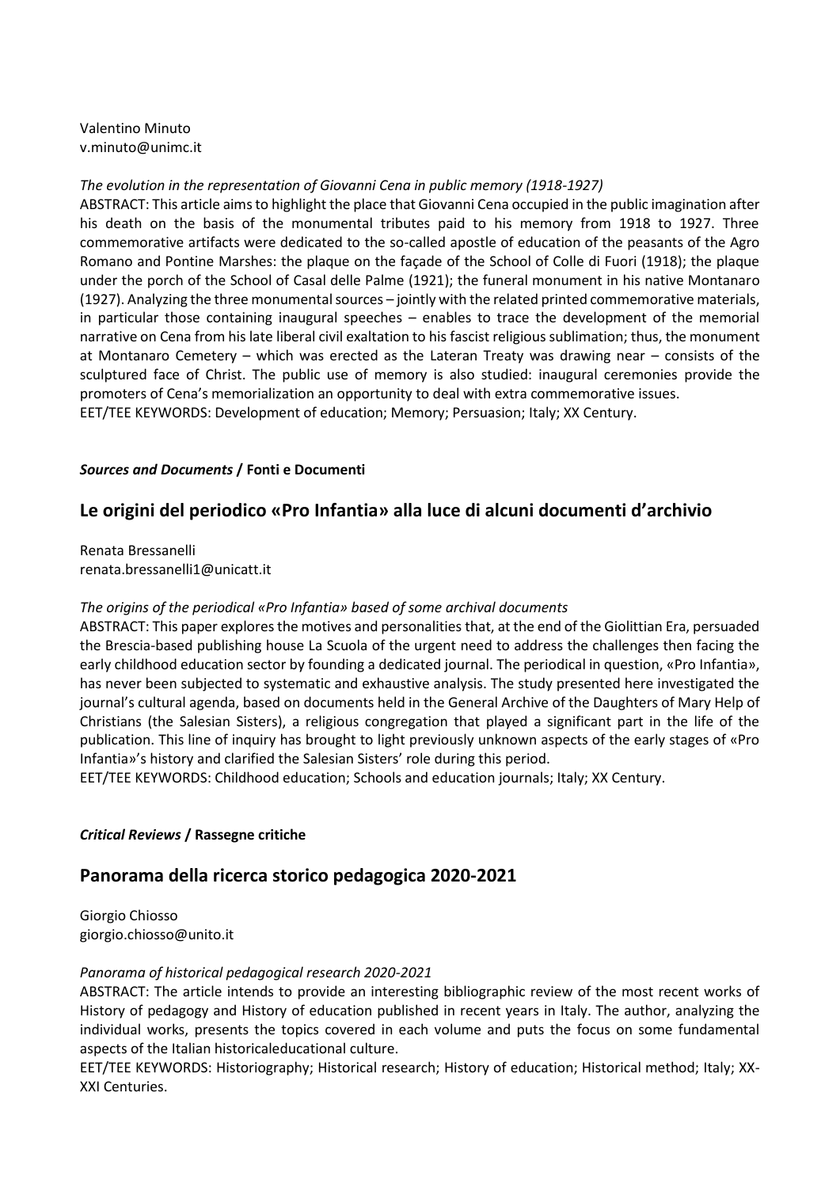Valentino Minuto
v.minuto@unimc.it

*The evolution in the representation of Giovanni Cena in public memory (1918-1927)*
ABSTRACT: This article aims to highlight the place that Giovanni Cena occupied in the public imagination after his death on the basis of the monumental tributes paid to his memory from 1918 to 1927. Three commemorative artifacts were dedicated to the so-called apostle of education of the peasants of the Agro Romano and Pontine Marshes: the plaque on the façade of the School of Colle di Fuori (1918); the plaque under the porch of the School of Casal delle Palme (1921); the funeral monument in his native Montanaro (1927). Analyzing the three monumental sources – jointly with the related printed commemorative materials, in particular those containing inaugural speeches – enables to trace the development of the memorial narrative on Cena from his late liberal civil exaltation to his fascist religious sublimation; thus, the monument at Montanaro Cemetery – which was erected as the Lateran Treaty was drawing near – consists of the sculptured face of Christ. The public use of memory is also studied: inaugural ceremonies provide the promoters of Cena's memorialization an opportunity to deal with extra commemorative issues.
EET/TEE KEYWORDS: Development of education; Memory; Persuasion; Italy; XX Century.

***Sources and Documents* / Fonti e Documenti**

## Le origini del periodico «Pro Infantia» alla luce di alcuni documenti d'archivio

Renata Bressanelli
renata.bressanelli1@unicatt.it

*The origins of the periodical «Pro Infantia» based of some archival documents*
ABSTRACT: This paper explores the motives and personalities that, at the end of the Giolittian Era, persuaded the Brescia-based publishing house La Scuola of the urgent need to address the challenges then facing the early childhood education sector by founding a dedicated journal. The periodical in question, «Pro Infantia», has never been subjected to systematic and exhaustive analysis. The study presented here investigated the journal's cultural agenda, based on documents held in the General Archive of the Daughters of Mary Help of Christians (the Salesian Sisters), a religious congregation that played a significant part in the life of the publication. This line of inquiry has brought to light previously unknown aspects of the early stages of «Pro Infantia»'s history and clarified the Salesian Sisters' role during this period.
EET/TEE KEYWORDS: Childhood education; Schools and education journals; Italy; XX Century.

***Critical Reviews* / Rassegne critiche**

## Panorama della ricerca storico pedagogica 2020-2021

Giorgio Chiosso
giorgio.chiosso@unito.it

*Panorama of historical pedagogical research 2020-2021*
ABSTRACT: The article intends to provide an interesting bibliographic review of the most recent works of History of pedagogy and History of education published in recent years in Italy. The author, analyzing the individual works, presents the topics covered in each volume and puts the focus on some fundamental aspects of the Italian historicaleducational culture.
EET/TEE KEYWORDS: Historiography; Historical research; History of education; Historical method; Italy; XX-XXI Centuries.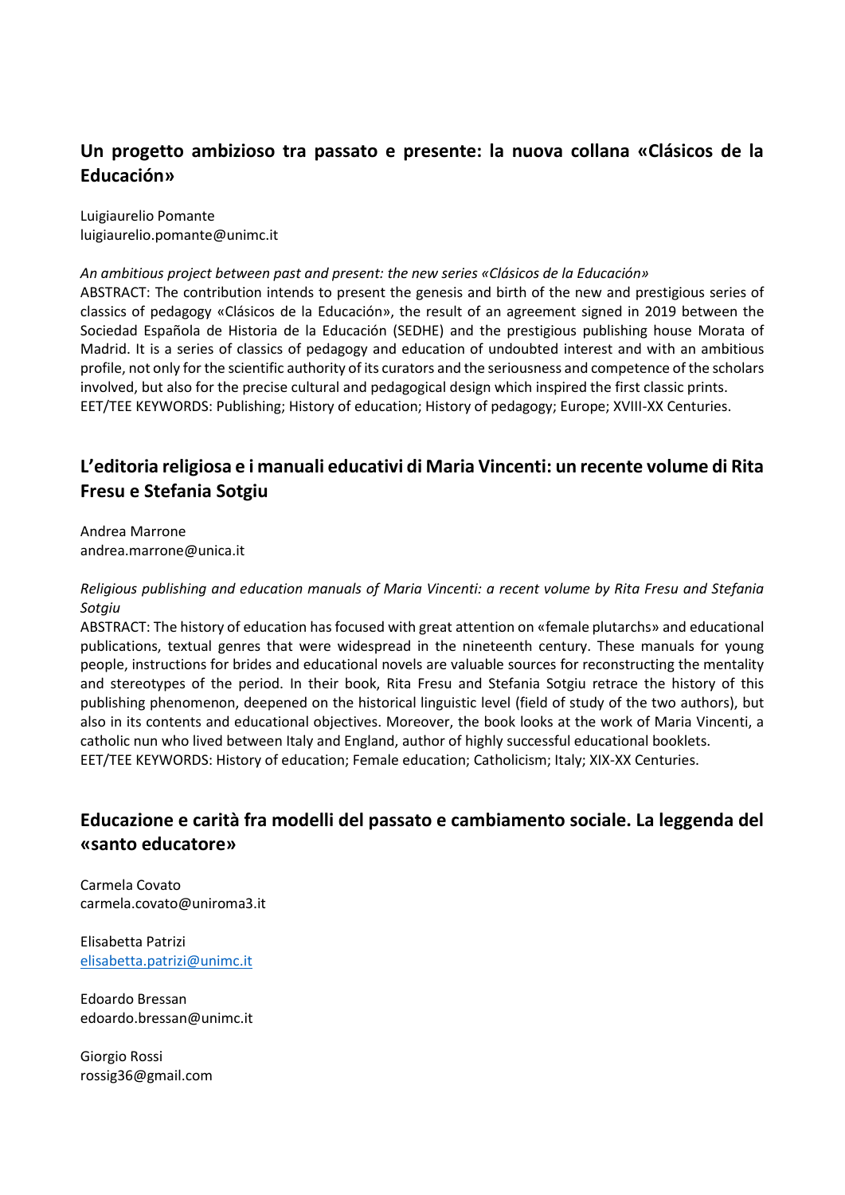## Un progetto ambizioso tra passato e presente: la nuova collana «Clásicos de la Educación»

Luigiaurelio Pomante
luigiaurelio.pomante@unimc.it

*An ambitious project between past and present: the new series «Clásicos de la Educación»*
ABSTRACT: The contribution intends to present the genesis and birth of the new and prestigious series of classics of pedagogy «Clásicos de la Educación», the result of an agreement signed in 2019 between the Sociedad Española de Historia de la Educación (SEDHE) and the prestigious publishing house Morata of Madrid. It is a series of classics of pedagogy and education of undoubted interest and with an ambitious profile, not only for the scientific authority of its curators and the seriousness and competence of the scholars involved, but also for the precise cultural and pedagogical design which inspired the first classic prints.
EET/TEE KEYWORDS: Publishing; History of education; History of pedagogy; Europe; XVIII-XX Centuries.

## L'editoria religiosa e i manuali educativi di Maria Vincenti: un recente volume di Rita Fresu e Stefania Sotgiu

Andrea Marrone
andrea.marrone@unica.it

*Religious publishing and education manuals of Maria Vincenti: a recent volume by Rita Fresu and Stefania Sotgiu*
ABSTRACT: The history of education has focused with great attention on «female plutarchs» and educational publications, textual genres that were widespread in the nineteenth century. These manuals for young people, instructions for brides and educational novels are valuable sources for reconstructing the mentality and stereotypes of the period. In their book, Rita Fresu and Stefania Sotgiu retrace the history of this publishing phenomenon, deepened on the historical linguistic level (field of study of the two authors), but also in its contents and educational objectives. Moreover, the book looks at the work of Maria Vincenti, a catholic nun who lived between Italy and England, author of highly successful educational booklets.
EET/TEE KEYWORDS: History of education; Female education; Catholicism; Italy; XIX-XX Centuries.

## Educazione e carità fra modelli del passato e cambiamento sociale. La leggenda del «santo educatore»

Carmela Covato
carmela.covato@uniroma3.it

Elisabetta Patrizi
elisabetta.patrizi@unimc.it

Edoardo Bressan
edoardo.bressan@unimc.it

Giorgio Rossi
rossig36@gmail.com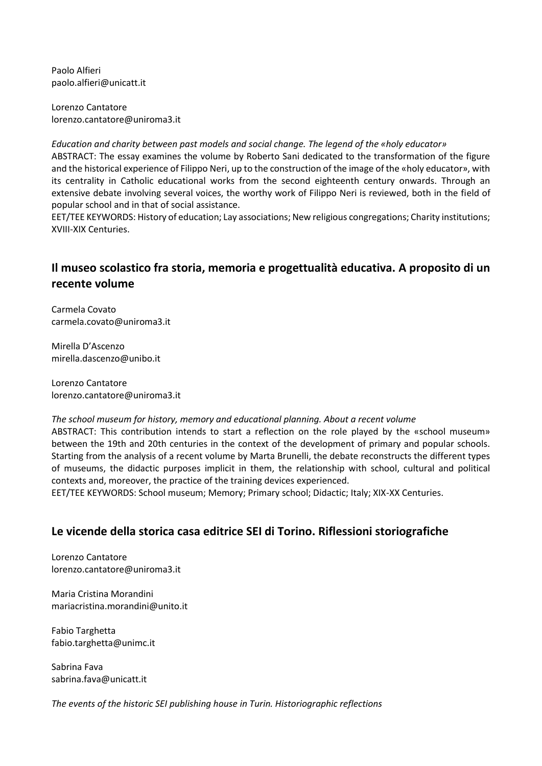Paolo Alfieri
paolo.alfieri@unicatt.it

Lorenzo Cantatore
lorenzo.cantatore@uniroma3.it

*Education and charity between past models and social change. The legend of the «holy educator»*
ABSTRACT: The essay examines the volume by Roberto Sani dedicated to the transformation of the figure and the historical experience of Filippo Neri, up to the construction of the image of the «holy educator», with its centrality in Catholic educational works from the second eighteenth century onwards. Through an extensive debate involving several voices, the worthy work of Filippo Neri is reviewed, both in the field of popular school and in that of social assistance.
EET/TEE KEYWORDS: History of education; Lay associations; New religious congregations; Charity institutions; XVIII-XIX Centuries.

## Il museo scolastico fra storia, memoria e progettualità educativa. A proposito di un recente volume

Carmela Covato
carmela.covato@uniroma3.it

Mirella D'Ascenzo
mirella.dascenzo@unibo.it

Lorenzo Cantatore
lorenzo.cantatore@uniroma3.it

*The school museum for history, memory and educational planning. About a recent volume*
ABSTRACT: This contribution intends to start a reflection on the role played by the «school museum» between the 19th and 20th centuries in the context of the development of primary and popular schools. Starting from the analysis of a recent volume by Marta Brunelli, the debate reconstructs the different types of museums, the didactic purposes implicit in them, the relationship with school, cultural and political contexts and, moreover, the practice of the training devices experienced.
EET/TEE KEYWORDS: School museum; Memory; Primary school; Didactic; Italy; XIX-XX Centuries.

## Le vicende della storica casa editrice SEI di Torino. Riflessioni storiografiche

Lorenzo Cantatore
lorenzo.cantatore@uniroma3.it

Maria Cristina Morandini
mariacristina.morandini@unito.it

Fabio Targhetta
fabio.targhetta@unimc.it

Sabrina Fava
sabrina.fava@unicatt.it

*The events of the historic SEI publishing house in Turin. Historiographic reflections*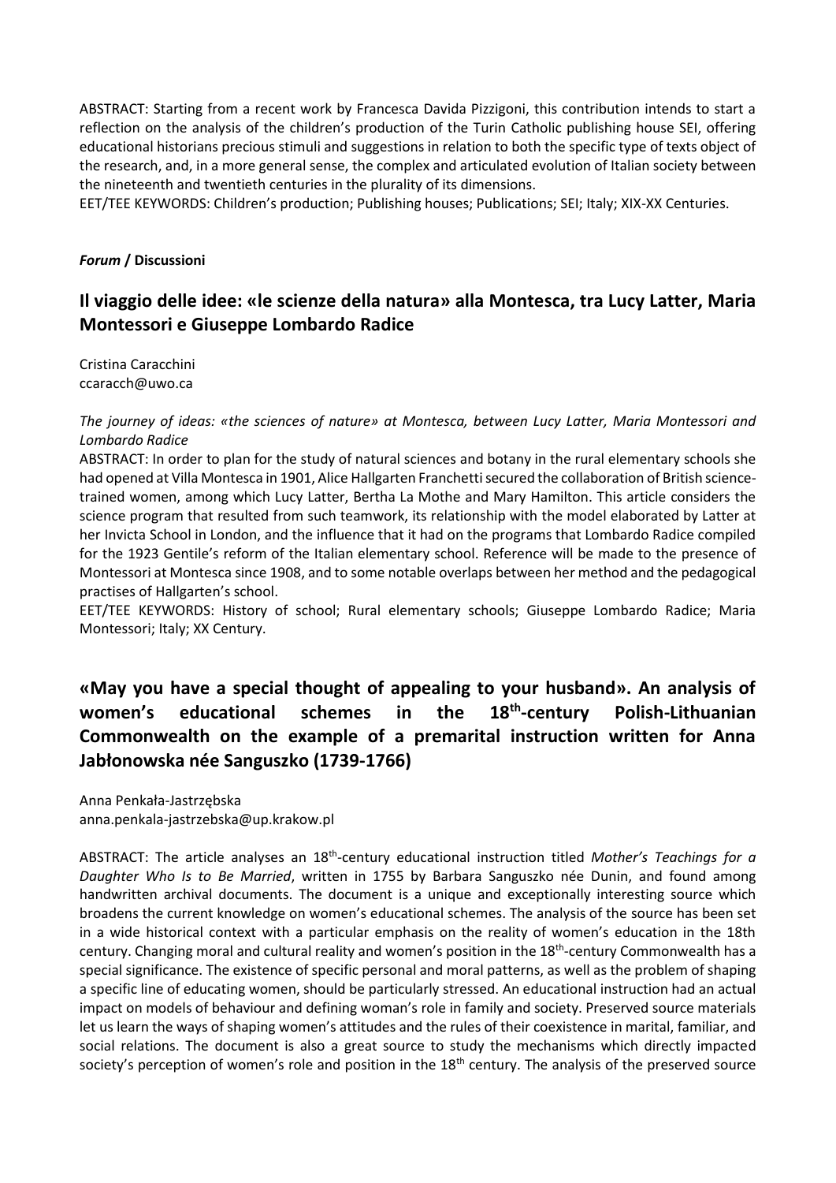ABSTRACT: Starting from a recent work by Francesca Davida Pizzigoni, this contribution intends to start a reflection on the analysis of the children's production of the Turin Catholic publishing house SEI, offering educational historians precious stimuli and suggestions in relation to both the specific type of texts object of the research, and, in a more general sense, the complex and articulated evolution of Italian society between the nineteenth and twentieth centuries in the plurality of its dimensions.
EET/TEE KEYWORDS: Children's production; Publishing houses; Publications; SEI; Italy; XIX-XX Centuries.

***Forum* / Discussioni**

## Il viaggio delle idee: «le scienze della natura» alla Montesca, tra Lucy Latter, Maria Montessori e Giuseppe Lombardo Radice

Cristina Caracchini
ccaracch@uwo.ca

*The journey of ideas: «the sciences of nature» at Montesca, between Lucy Latter, Maria Montessori and Lombardo Radice*
ABSTRACT: In order to plan for the study of natural sciences and botany in the rural elementary schools she had opened at Villa Montesca in 1901, Alice Hallgarten Franchetti secured the collaboration of British science-trained women, among which Lucy Latter, Bertha La Mothe and Mary Hamilton. This article considers the science program that resulted from such teamwork, its relationship with the model elaborated by Latter at her Invicta School in London, and the influence that it had on the programs that Lombardo Radice compiled for the 1923 Gentile's reform of the Italian elementary school. Reference will be made to the presence of Montessori at Montesca since 1908, and to some notable overlaps between her method and the pedagogical practises of Hallgarten's school.
EET/TEE KEYWORDS: History of school; Rural elementary schools; Giuseppe Lombardo Radice; Maria Montessori; Italy; XX Century.

## «May you have a special thought of appealing to your husband». An analysis of women's educational schemes in the 18th-century Polish-Lithuanian Commonwealth on the example of a premarital instruction written for Anna Jabłonowska née Sanguszko (1739-1766)

Anna Penkała-Jastrzębska
anna.penkala-jastrzebska@up.krakow.pl

ABSTRACT: The article analyses an 18th-century educational instruction titled *Mother's Teachings for a Daughter Who Is to Be Married*, written in 1755 by Barbara Sanguszko née Dunin, and found among handwritten archival documents. The document is a unique and exceptionally interesting source which broadens the current knowledge on women's educational schemes. The analysis of the source has been set in a wide historical context with a particular emphasis on the reality of women's education in the 18th century. Changing moral and cultural reality and women's position in the 18th-century Commonwealth has a special significance. The existence of specific personal and moral patterns, as well as the problem of shaping a specific line of educating women, should be particularly stressed. An educational instruction had an actual impact on models of behaviour and defining woman's role in family and society. Preserved source materials let us learn the ways of shaping women's attitudes and the rules of their coexistence in marital, familiar, and social relations. The document is also a great source to study the mechanisms which directly impacted society's perception of women's role and position in the 18th century. The analysis of the preserved source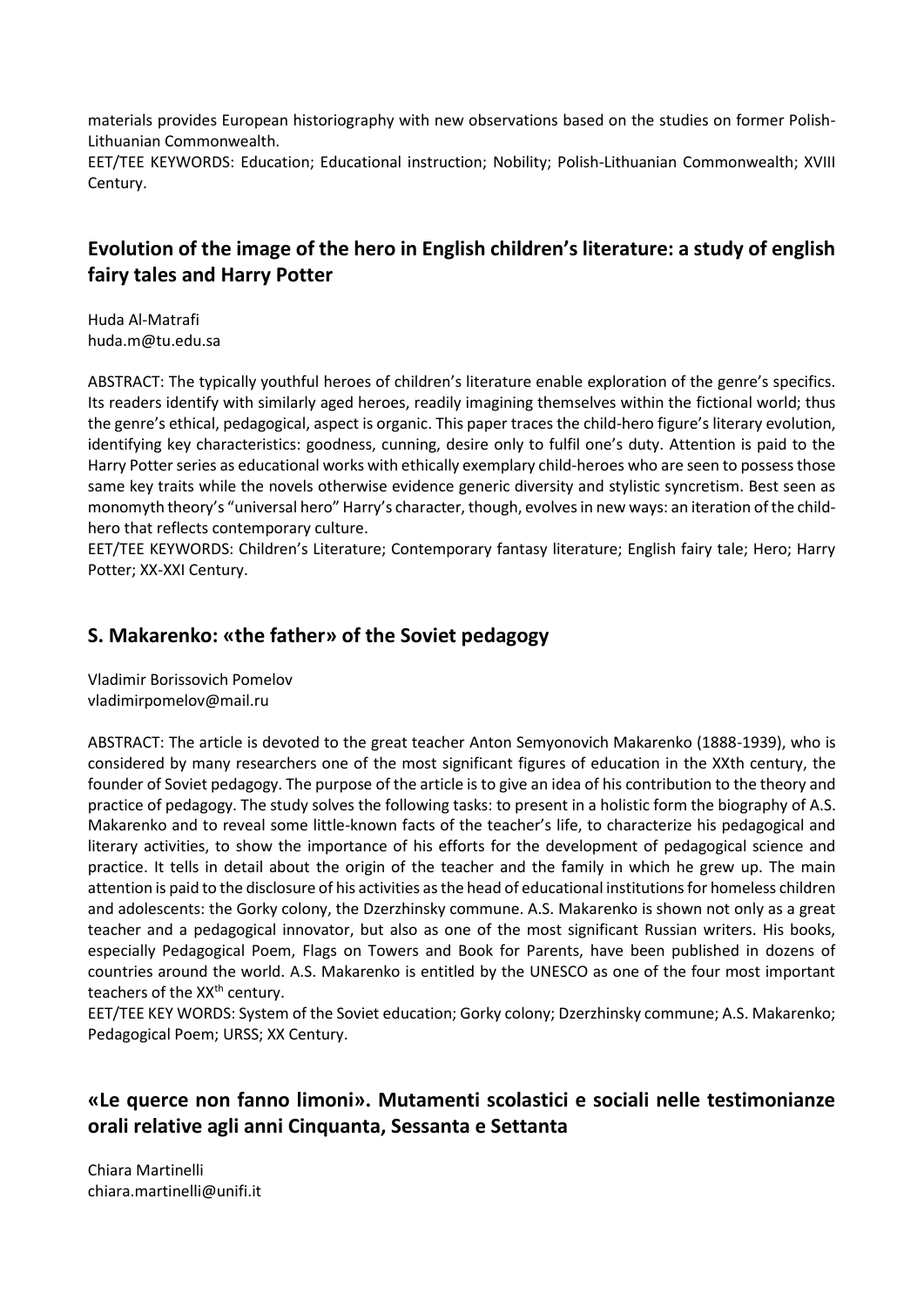materials provides European historiography with new observations based on the studies on former Polish-Lithuanian Commonwealth.

EET/TEE KEYWORDS: Education; Educational instruction; Nobility; Polish-Lithuanian Commonwealth; XVIII Century.

## Evolution of the image of the hero in English children's literature: a study of english fairy tales and Harry Potter

Huda Al-Matrafi
huda.m@tu.edu.sa

ABSTRACT: The typically youthful heroes of children's literature enable exploration of the genre's specifics. Its readers identify with similarly aged heroes, readily imagining themselves within the fictional world; thus the genre's ethical, pedagogical, aspect is organic. This paper traces the child-hero figure's literary evolution, identifying key characteristics: goodness, cunning, desire only to fulfil one's duty. Attention is paid to the Harry Potter series as educational works with ethically exemplary child-heroes who are seen to possess those same key traits while the novels otherwise evidence generic diversity and stylistic syncretism. Best seen as monomyth theory's "universal hero" Harry's character, though, evolves in new ways: an iteration of the child-hero that reflects contemporary culture.

EET/TEE KEYWORDS: Children's Literature; Contemporary fantasy literature; English fairy tale; Hero; Harry Potter; XX-XXI Century.

## S. Makarenko: «the father» of the Soviet pedagogy

Vladimir Borissovich Pomelov
vladimirpomelov@mail.ru

ABSTRACT: The article is devoted to the great teacher Anton Semyonovich Makarenko (1888-1939), who is considered by many researchers one of the most significant figures of education in the XXth century, the founder of Soviet pedagogy. The purpose of the article is to give an idea of his contribution to the theory and practice of pedagogy. The study solves the following tasks: to present in a holistic form the biography of A.S. Makarenko and to reveal some little-known facts of the teacher's life, to characterize his pedagogical and literary activities, to show the importance of his efforts for the development of pedagogical science and practice. It tells in detail about the origin of the teacher and the family in which he grew up. The main attention is paid to the disclosure of his activities as the head of educational institutions for homeless children and adolescents: the Gorky colony, the Dzerzhinsky commune. A.S. Makarenko is shown not only as a great teacher and a pedagogical innovator, but also as one of the most significant Russian writers. His books, especially Pedagogical Poem, Flags on Towers and Book for Parents, have been published in dozens of countries around the world. A.S. Makarenko is entitled by the UNESCO as one of the four most important teachers of the XX[th] century.

EET/TEE KEY WORDS: System of the Soviet education; Gorky colony; Dzerzhinsky commune; A.S. Makarenko; Pedagogical Poem; URSS; XX Century.

## «Le querce non fanno limoni». Mutamenti scolastici e sociali nelle testimonianze orali relative agli anni Cinquanta, Sessanta e Settanta

Chiara Martinelli
chiara.martinelli@unifi.it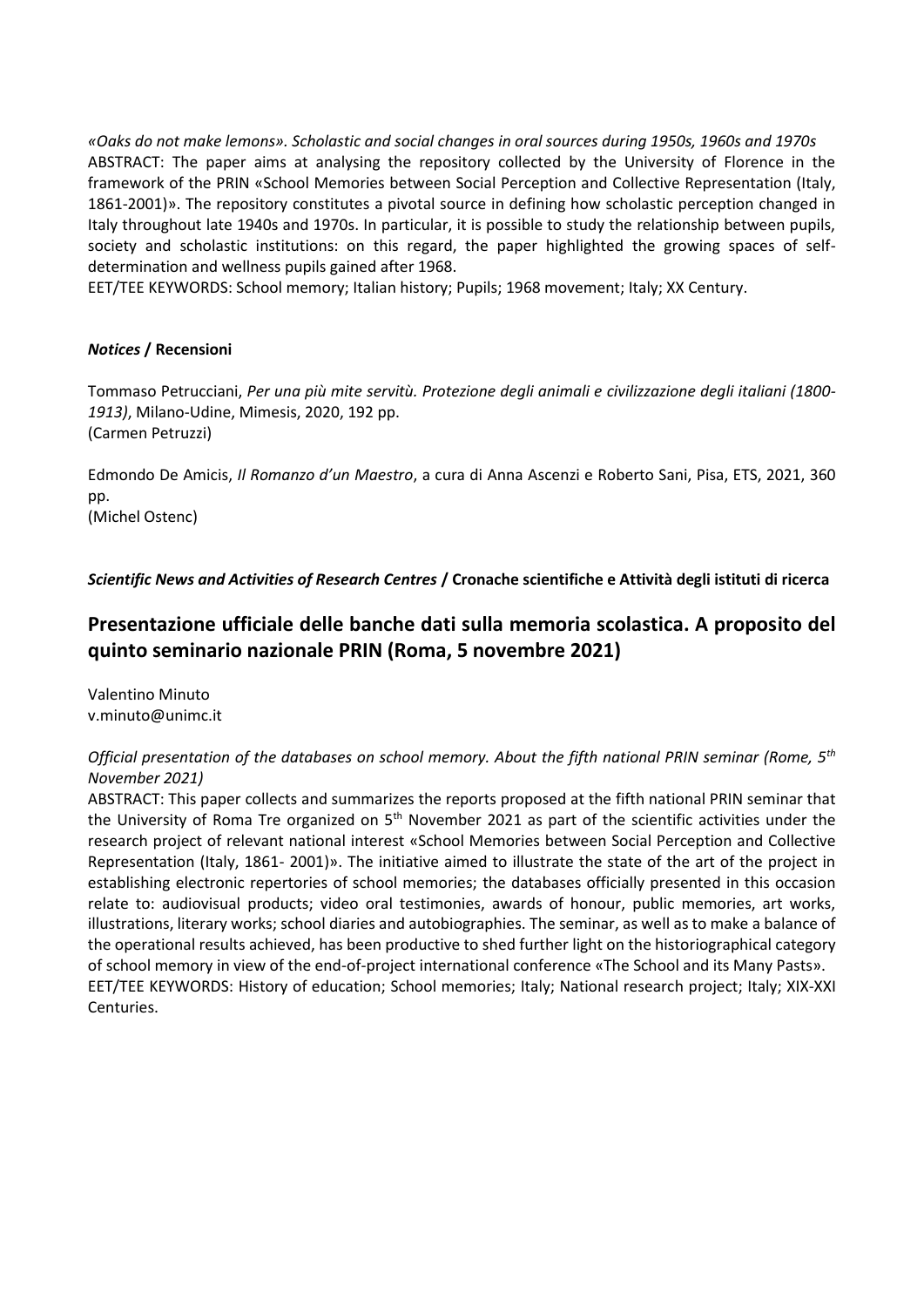*«Oaks do not make lemons». Scholastic and social changes in oral sources during 1950s, 1960s and 1970s*
ABSTRACT: The paper aims at analysing the repository collected by the University of Florence in the framework of the PRIN «School Memories between Social Perception and Collective Representation (Italy, 1861-2001)». The repository constitutes a pivotal source in defining how scholastic perception changed in Italy throughout late 1940s and 1970s. In particular, it is possible to study the relationship between pupils, society and scholastic institutions: on this regard, the paper highlighted the growing spaces of self-determination and wellness pupils gained after 1968.
EET/TEE KEYWORDS: School memory; Italian history; Pupils; 1968 movement; Italy; XX Century.

***Notices* / Recensioni**

Tommaso Petrucciani, *Per una più mite servitù. Protezione degli animali e civilizzazione degli italiani (1800-1913)*, Milano-Udine, Mimesis, 2020, 192 pp.
(Carmen Petruzzi)

Edmondo De Amicis, *Il Romanzo d'un Maestro*, a cura di Anna Ascenzi e Roberto Sani, Pisa, ETS, 2021, 360 pp.
(Michel Ostenc)

***Scientific News and Activities of Research Centres* / Cronache scientifiche e Attività degli istituti di ricerca**

## Presentazione ufficiale delle banche dati sulla memoria scolastica. A proposito del quinto seminario nazionale PRIN (Roma, 5 novembre 2021)

Valentino Minuto
v.minuto@unimc.it

*Official presentation of the databases on school memory. About the fifth national PRIN seminar (Rome, 5th November 2021)*
ABSTRACT: This paper collects and summarizes the reports proposed at the fifth national PRIN seminar that the University of Roma Tre organized on 5th November 2021 as part of the scientific activities under the research project of relevant national interest «School Memories between Social Perception and Collective Representation (Italy, 1861- 2001)». The initiative aimed to illustrate the state of the art of the project in establishing electronic repertories of school memories; the databases officially presented in this occasion relate to: audiovisual products; video oral testimonies, awards of honour, public memories, art works, illustrations, literary works; school diaries and autobiographies. The seminar, as well as to make a balance of the operational results achieved, has been productive to shed further light on the historiographical category of school memory in view of the end-of-project international conference «The School and its Many Pasts».
EET/TEE KEYWORDS: History of education; School memories; Italy; National research project; Italy; XIX-XXI Centuries.